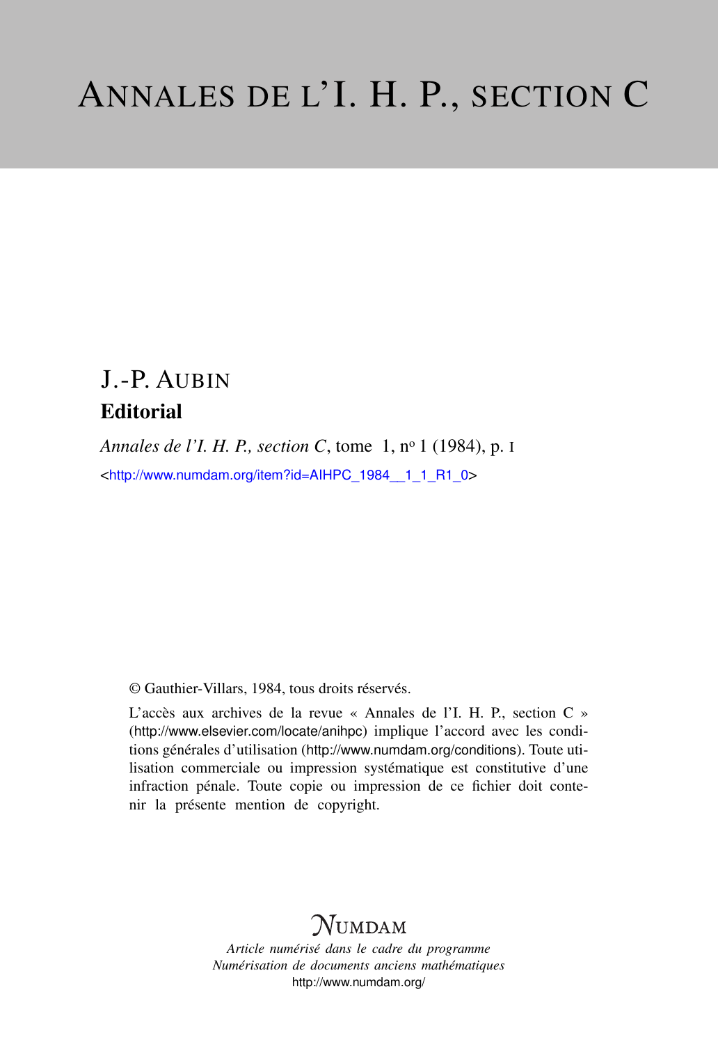# ANNALES DE L'I. H. P., SECTION C

J.-P. AUBIN

## Editorial

*Annales de l'I. H. P., section C*, tome 1, nº 1 (1984), p. I

<http://www.numdam.org/item?id=AIHPC_1984__1_1_R1_0>

© Gauthier-Villars, 1984, tous droits réservés.

L'accès aux archives de la revue « Annales de l'I. H. P., section C » (http://www.elsevier.com/locate/anihpc) implique l'accord avec les conditions générales d'utilisation (http://www.numdam.org/conditions). Toute utilisation commerciale ou impression systématique est constitutive d'une infraction pénale. Toute copie ou impression de ce fichier doit contenir la présente mention de copyright.

NUMDAM

*Article numérisé dans le cadre du programme*
*Numérisation de documents anciens mathématiques*
http://www.numdam.org/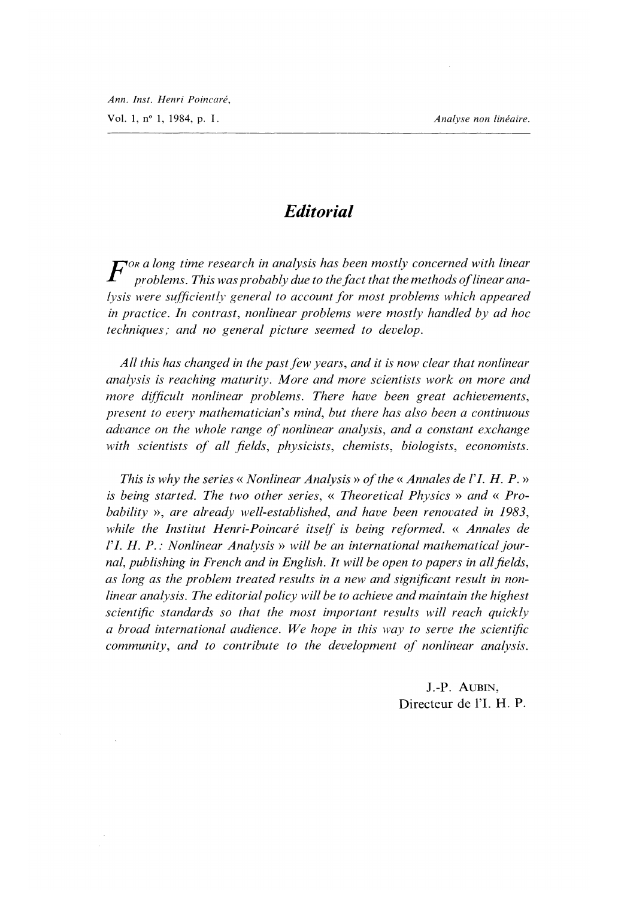# *Editorial*

*For a long time research in analysis has been mostly concerned with linear problems. This was probably due to the fact that the methods of linear analysis were sufficiently general to account for most problems which appeared in practice. In contrast, nonlinear problems were mostly handled by ad hoc techniques; and no general picture seemed to develop.*

*All this has changed in the past few years, and it is now clear that nonlinear analysis is reaching maturity. More and more scientists work on more and more difficult nonlinear problems. There have been great achievements, present to every mathematician's mind, but there has also been a continuous advance on the whole range of nonlinear analysis, and a constant exchange with scientists of all fields, physicists, chemists, biologists, economists.*

*This is why the series « Nonlinear Analysis » of the « Annales de l'I. H. P. » is being started. The two other series, « Theoretical Physics » and « Probability », are already well-established, and have been renovated in 1983, while the Institut Henri-Poincaré itself is being reformed. « Annales de l'I. H. P.: Nonlinear Analysis » will be an international mathematical journal, publishing in French and in English. It will be open to papers in all fields, as long as the problem treated results in a new and significant result in nonlinear analysis. The editorial policy will be to achieve and maintain the highest scientific standards so that the most important results will reach quickly a broad international audience. We hope in this way to serve the scientific community, and to contribute to the development of nonlinear analysis.*

J.-P. Aubin,
Directeur de l'I. H. P.